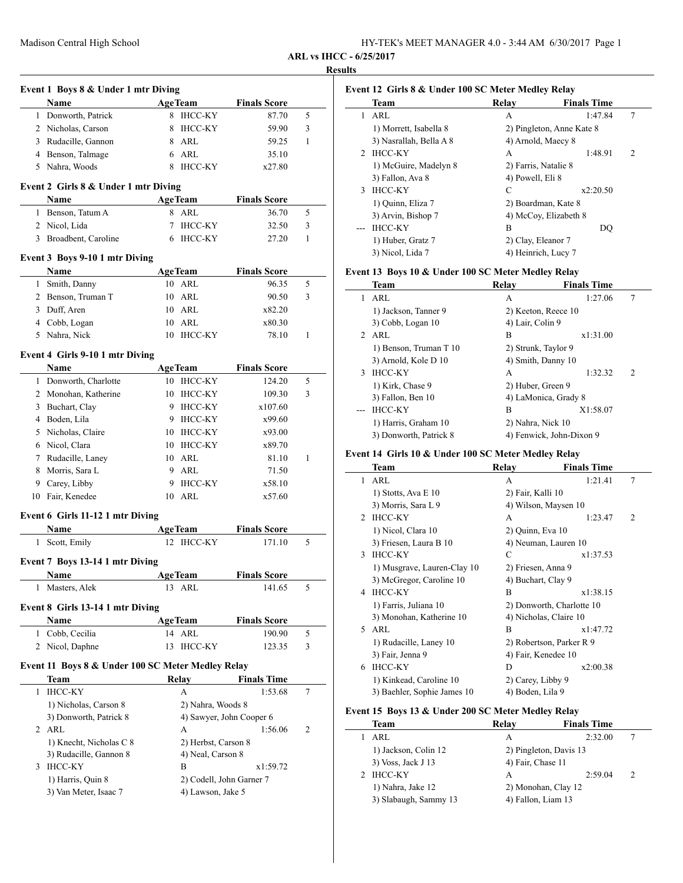Madison Central High School

HY-TEK's MEET MANAGER 4.0 - 3:44 AM 6/30/2017

**ARL vs IHCC - 6/25/2017**

**Results**

### Event 1 Boys 8 & Under 1 mtr Diving

| | Name | Age | Team | Finals Score | |
|---|---|---|---|---|---|
| 1 | Donworth, Patrick | 8 | IHCC-KY | 87.70 | 5 |
| 2 | Nicholas, Carson | 8 | IHCC-KY | 59.90 | 3 |
| 3 | Rudacille, Gannon | 8 | ARL | 59.25 | 1 |
| 4 | Benson, Talmage | 6 | ARL | 35.10 | |
| 5 | Nahra, Woods | 8 | IHCC-KY | x27.80 | |

### Event 2 Girls 8 & Under 1 mtr Diving

| | Name | Age | Team | Finals Score | |
|---|---|---|---|---|---|
| 1 | Benson, Tatum A | 8 | ARL | 36.70 | 5 |
| 2 | Nicol, Lida | 7 | IHCC-KY | 32.50 | 3 |
| 3 | Broadbent, Caroline | 6 | IHCC-KY | 27.20 | 1 |

### Event 3 Boys 9-10 1 mtr Diving

| | Name | Age | Team | Finals Score | |
|---|---|---|---|---|---|
| 1 | Smith, Danny | 10 | ARL | 96.35 | 5 |
| 2 | Benson, Truman T | 10 | ARL | 90.50 | 3 |
| 3 | Duff, Aren | 10 | ARL | x82.20 | |
| 4 | Cobb, Logan | 10 | ARL | x80.30 | |
| 5 | Nahra, Nick | 10 | IHCC-KY | 78.10 | 1 |

### Event 4 Girls 9-10 1 mtr Diving

| | Name | Age | Team | Finals Score | |
|---|---|---|---|---|---|
| 1 | Donworth, Charlotte | 10 | IHCC-KY | 124.20 | 5 |
| 2 | Monohan, Katherine | 10 | IHCC-KY | 109.30 | 3 |
| 3 | Buchart, Clay | 9 | IHCC-KY | x107.60 | |
| 4 | Boden, Lila | 9 | IHCC-KY | x99.60 | |
| 5 | Nicholas, Claire | 10 | IHCC-KY | x93.00 | |
| 6 | Nicol, Clara | 10 | IHCC-KY | x89.70 | |
| 7 | Rudacille, Laney | 10 | ARL | 81.10 | 1 |
| 8 | Morris, Sara L | 9 | ARL | 71.50 | |
| 9 | Carey, Libby | 9 | IHCC-KY | x58.10 | |
| 10 | Fair, Kenedee | 10 | ARL | x57.60 | |

### Event 6 Girls 11-12 1 mtr Diving

| | Name | Age | Team | Finals Score | |
|---|---|---|---|---|---|
| 1 | Scott, Emily | 12 | IHCC-KY | 171.10 | 5 |

### Event 7 Boys 13-14 1 mtr Diving

| | Name | Age | Team | Finals Score | |
|---|---|---|---|---|---|
| 1 | Masters, Alek | 13 | ARL | 141.65 | 5 |

### Event 8 Girls 13-14 1 mtr Diving

| | Name | Age | Team | Finals Score | |
|---|---|---|---|---|---|
| 1 | Cobb, Cecilia | 14 | ARL | 190.90 | 5 |
| 2 | Nicol, Daphne | 13 | IHCC-KY | 123.35 | 3 |

### Event 11 Boys 8 & Under 100 SC Meter Medley Relay

| | Team | Relay | Finals Time | |
|---|---|---|---|---|
| 1 | IHCC-KY | A | 1:53.68 | 7 |
| | 1) Nicholas, Carson 8 | 2) Nahra, Woods 8 | | |
| | 3) Donworth, Patrick 8 | 4) Sawyer, John Cooper 6 | | |
| 2 | ARL | A | 1:56.06 | 2 |
| | 1) Knecht, Nicholas C 8 | 2) Herbst, Carson 8 | | |
| | 3) Rudacille, Gannon 8 | 4) Neal, Carson 8 | | |
| 3 | IHCC-KY | B | x1:59.72 | |
| | 1) Harris, Quin 8 | 2) Codell, John Garner 7 | | |
| | 3) Van Meter, Isaac 7 | 4) Lawson, Jake 5 | | |

### Event 12 Girls 8 & Under 100 SC Meter Medley Relay

| | Team | Relay | Finals Time | |
|---|---|---|---|---|
| 1 | ARL | A | 1:47.84 | 7 |
| | 1) Morrett, Isabella 8 | 2) Pingleton, Anne Kate 8 | | |
| | 3) Nasrallah, Bella A 8 | 4) Arnold, Maecy 8 | | |
| 2 | IHCC-KY | A | 1:48.91 | 2 |
| | 1) McGuire, Madelyn 8 | 2) Farris, Natalie 8 | | |
| | 3) Fallon, Ava 8 | 4) Powell, Eli 8 | | |
| 3 | IHCC-KY | C | x2:20.50 | |
| | 1) Quinn, Eliza 7 | 2) Boardman, Kate 8 | | |
| | 3) Arvin, Bishop 7 | 4) McCoy, Elizabeth 8 | | |
| --- | IHCC-KY | B | DQ | |
| | 1) Huber, Gratz 7 | 2) Clay, Eleanor 7 | | |
| | 3) Nicol, Lida 7 | 4) Heinrich, Lucy 7 | | |

### Event 13 Boys 10 & Under 100 SC Meter Medley Relay

| | Team | Relay | Finals Time | |
|---|---|---|---|---|
| 1 | ARL | A | 1:27.06 | 7 |
| | 1) Jackson, Tanner 9 | 2) Keeton, Reece 10 | | |
| | 3) Cobb, Logan 10 | 4) Lair, Colin 9 | | |
| 2 | ARL | B | x1:31.00 | |
| | 1) Benson, Truman T 10 | 2) Strunk, Taylor 9 | | |
| | 3) Arnold, Kole D 10 | 4) Smith, Danny 10 | | |
| 3 | IHCC-KY | A | 1:32.32 | 2 |
| | 1) Kirk, Chase 9 | 2) Huber, Green 9 | | |
| | 3) Fallon, Ben 10 | 4) LaMonica, Grady 8 | | |
| --- | IHCC-KY | B | X1:58.07 | |
| | 1) Harris, Graham 10 | 2) Nahra, Nick 10 | | |
| | 3) Donworth, Patrick 8 | 4) Fenwick, John-Dixon 9 | | |

### Event 14 Girls 10 & Under 100 SC Meter Medley Relay

| | Team | Relay | Finals Time | |
|---|---|---|---|---|
| 1 | ARL | A | 1:21.41 | 7 |
| | 1) Stotts, Ava E 10 | 2) Fair, Kalli 10 | | |
| | 3) Morris, Sara L 9 | 4) Wilson, Maysen 10 | | |
| 2 | IHCC-KY | A | 1:23.47 | 2 |
| | 1) Nicol, Clara 10 | 2) Quinn, Eva 10 | | |
| | 3) Friesen, Laura B 10 | 4) Neuman, Lauren 10 | | |
| 3 | IHCC-KY | C | x1:37.53 | |
| | 1) Musgrave, Lauren-Clay 10 | 2) Friesen, Anna 9 | | |
| | 3) McGregor, Caroline 10 | 4) Buchart, Clay 9 | | |
| 4 | IHCC-KY | B | x1:38.15 | |
| | 1) Farris, Juliana 10 | 2) Donworth, Charlotte 10 | | |
| | 3) Monohan, Katherine 10 | 4) Nicholas, Claire 10 | | |
| 5 | ARL | B | x1:47.72 | |
| | 1) Rudacille, Laney 10 | 2) Robertson, Parker R 9 | | |
| | 3) Fair, Jenna 9 | 4) Fair, Kenedee 10 | | |
| 6 | IHCC-KY | D | x2:00.38 | |
| | 1) Kinkead, Caroline 10 | 2) Carey, Libby 9 | | |
| | 3) Baehler, Sophie James 10 | 4) Boden, Lila 9 | | |

### Event 15 Boys 13 & Under 200 SC Meter Medley Relay

| | Team | Relay | Finals Time | |
|---|---|---|---|---|
| 1 | ARL | A | 2:32.00 | 7 |
| | 1) Jackson, Colin 12 | 2) Pingleton, Davis 13 | | |
| | 3) Voss, Jack J 13 | 4) Fair, Chase 11 | | |
| 2 | IHCC-KY | A | 2:59.04 | 2 |
| | 1) Nahra, Jake 12 | 2) Monohan, Clay 12 | | |
| | 3) Slabaugh, Sammy 13 | 4) Fallon, Liam 13 | | |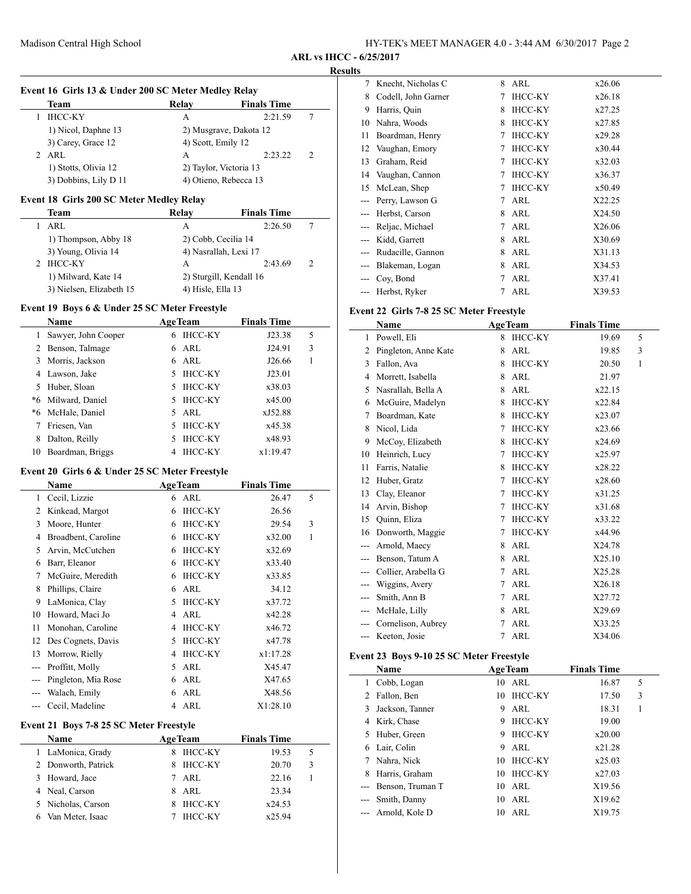**ARL vs IHCC - 6/25/2017**

**Results**

### Event 16 Girls 13 & Under 200 SC Meter Medley Relay

| | Team | Relay | Finals Time | |
|---|---|---|---|---|
| 1 | IHCC-KY | A | 2:21.59 | 7 |
| | 1) Nicol, Daphne 13 | 2) Musgrave, Dakota 12 | | |
| | 3) Carey, Grace 12 | 4) Scott, Emily 12 | | |
| 2 | ARL | A | 2:23.22 | 2 |
| | 1) Stotts, Olivia 12 | 2) Taylor, Victoria 13 | | |
| | 3) Dobbins, Lily D 11 | 4) Otieno, Rebecca 13 | | |

### Event 18 Girls 200 SC Meter Medley Relay

| | Team | Relay | Finals Time | |
|---|---|---|---|---|
| 1 | ARL | A | 2:26.50 | 7 |
| | 1) Thompson, Abby 18 | 2) Cobb, Cecilia 14 | | |
| | 3) Young, Olivia 14 | 4) Nasrallah, Lexi 17 | | |
| 2 | IHCC-KY | A | 2:43.69 | 2 |
| | 1) Milward, Kate 14 | 2) Sturgill, Kendall 16 | | |
| | 3) Nielsen, Elizabeth 15 | 4) Hisle, Ella 13 | | |

### Event 19 Boys 6 & Under 25 SC Meter Freestyle

| | Name | Age | Team | Finals Time | |
|---|---|---|---|---|---|
| 1 | Sawyer, John Cooper | 6 | IHCC-KY | J23.38 | 5 |
| 2 | Benson, Talmage | 6 | ARL | J24.91 | 3 |
| 3 | Morris, Jackson | 6 | ARL | J26.66 | 1 |
| 4 | Lawson, Jake | 5 | IHCC-KY | J23.01 | |
| 5 | Huber, Sloan | 5 | IHCC-KY | x38.03 | |
| *6 | Milward, Daniel | 5 | IHCC-KY | x45.00 | |
| *6 | McHale, Daniel | 5 | ARL | xJ52.88 | |
| 7 | Friesen, Van | 5 | IHCC-KY | x45.38 | |
| 8 | Dalton, Reilly | 5 | IHCC-KY | x48.93 | |
| 10 | Boardman, Briggs | 4 | IHCC-KY | x1:19.47 | |

### Event 20 Girls 6 & Under 25 SC Meter Freestyle

| | Name | Age | Team | Finals Time | |
|---|---|---|---|---|---|
| 1 | Cecil, Lizzie | 6 | ARL | 26.47 | 5 |
| 2 | Kinkead, Margot | 6 | IHCC-KY | 26.56 | |
| 3 | Moore, Hunter | 6 | IHCC-KY | 29.54 | 3 |
| 4 | Broadbent, Caroline | 6 | IHCC-KY | x32.00 | 1 |
| 5 | Arvin, McCutchen | 6 | IHCC-KY | x32.69 | |
| 6 | Barr, Eleanor | 6 | IHCC-KY | x33.40 | |
| 7 | McGuire, Meredith | 6 | IHCC-KY | x33.85 | |
| 8 | Phillips, Claire | 6 | ARL | 34.12 | |
| 9 | LaMonica, Clay | 5 | IHCC-KY | x37.72 | |
| 10 | Howard, Maci Jo | 4 | ARL | x42.28 | |
| 11 | Monohan, Caroline | 4 | IHCC-KY | x46.72 | |
| 12 | Des Cognets, Davis | 5 | IHCC-KY | x47.78 | |
| 13 | Morrow, Rielly | 4 | IHCC-KY | x1:17.28 | |
| --- | Proffitt, Molly | 5 | ARL | X45.47 | |
| --- | Pingleton, Mia Rose | 6 | ARL | X47.65 | |
| --- | Walach, Emily | 6 | ARL | X48.56 | |
| --- | Cecil, Madeline | 4 | ARL | X1:28.10 | |

### Event 21 Boys 7-8 25 SC Meter Freestyle

| | Name | Age | Team | Finals Time | |
|---|---|---|---|---|---|
| 1 | LaMonica, Grady | 8 | IHCC-KY | 19.53 | 5 |
| 2 | Donworth, Patrick | 8 | IHCC-KY | 20.70 | 3 |
| 3 | Howard, Jace | 7 | ARL | 22.16 | 1 |
| 4 | Neal, Carson | 8 | ARL | 23.34 | |
| 5 | Nicholas, Carson | 8 | IHCC-KY | x24.53 | |
| 6 | Van Meter, Isaac | 7 | IHCC-KY | x25.94 | |
| 7 | Knecht, Nicholas C | 8 | ARL | x26.06 | |
| 8 | Codell, John Garner | 7 | IHCC-KY | x26.18 | |
| 9 | Harris, Quin | 8 | IHCC-KY | x27.25 | |
| 10 | Nahra, Woods | 8 | IHCC-KY | x27.85 | |
| 11 | Boardman, Henry | 7 | IHCC-KY | x29.28 | |
| 12 | Vaughan, Emory | 7 | IHCC-KY | x30.44 | |
| 13 | Graham, Reid | 7 | IHCC-KY | x32.03 | |
| 14 | Vaughan, Cannon | 7 | IHCC-KY | x36.37 | |
| 15 | McLean, Shep | 7 | IHCC-KY | x50.49 | |
| --- | Perry, Lawson G | 7 | ARL | X22.25 | |
| --- | Herbst, Carson | 8 | ARL | X24.50 | |
| --- | Reljac, Michael | 7 | ARL | X26.06 | |
| --- | Kidd, Garrett | 8 | ARL | X30.69 | |
| --- | Rudacille, Gannon | 8 | ARL | X31.13 | |
| --- | Blakeman, Logan | 8 | ARL | X34.53 | |
| --- | Coy, Bond | 7 | ARL | X37.41 | |
| --- | Herbst, Ryker | 7 | ARL | X39.53 | |

### Event 22 Girls 7-8 25 SC Meter Freestyle

| | Name | Age | Team | Finals Time | |
|---|---|---|---|---|---|
| 1 | Powell, Eli | 8 | IHCC-KY | 19.69 | 5 |
| 2 | Pingleton, Anne Kate | 8 | ARL | 19.85 | 3 |
| 3 | Fallon, Ava | 8 | IHCC-KY | 20.50 | 1 |
| 4 | Morrett, Isabella | 8 | ARL | 21.97 | |
| 5 | Nasrallah, Bella A | 8 | ARL | x22.15 | |
| 6 | McGuire, Madelyn | 8 | IHCC-KY | x22.84 | |
| 7 | Boardman, Kate | 8 | IHCC-KY | x23.07 | |
| 8 | Nicol, Lida | 7 | IHCC-KY | x23.66 | |
| 9 | McCoy, Elizabeth | 8 | IHCC-KY | x24.69 | |
| 10 | Heinrich, Lucy | 7 | IHCC-KY | x25.97 | |
| 11 | Farris, Natalie | 8 | IHCC-KY | x28.22 | |
| 12 | Huber, Gratz | 7 | IHCC-KY | x28.60 | |
| 13 | Clay, Eleanor | 7 | IHCC-KY | x31.25 | |
| 14 | Arvin, Bishop | 7 | IHCC-KY | x31.68 | |
| 15 | Quinn, Eliza | 7 | IHCC-KY | x33.22 | |
| 16 | Donworth, Maggie | 7 | IHCC-KY | x44.96 | |
| --- | Arnold, Maecy | 8 | ARL | X24.78 | |
| --- | Benson, Tatum A | 8 | ARL | X25.10 | |
| --- | Collier, Arabella G | 7 | ARL | X25.28 | |
| --- | Wiggins, Avery | 7 | ARL | X26.18 | |
| --- | Smith, Ann B | 7 | ARL | X27.72 | |
| --- | McHale, Lilly | 8 | ARL | X29.69 | |
| --- | Cornelison, Aubrey | 7 | ARL | X33.25 | |
| --- | Keeton, Josie | 7 | ARL | X34.06 | |

### Event 23 Boys 9-10 25 SC Meter Freestyle

| | Name | Age | Team | Finals Time | |
|---|---|---|---|---|---|
| 1 | Cobb, Logan | 10 | ARL | 16.87 | 5 |
| 2 | Fallon, Ben | 10 | IHCC-KY | 17.50 | 3 |
| 3 | Jackson, Tanner | 9 | ARL | 18.31 | 1 |
| 4 | Kirk, Chase | 9 | IHCC-KY | 19.00 | |
| 5 | Huber, Green | 9 | IHCC-KY | x20.00 | |
| 6 | Lair, Colin | 9 | ARL | x21.28 | |
| 7 | Nahra, Nick | 10 | IHCC-KY | x25.03 | |
| 8 | Harris, Graham | 10 | IHCC-KY | x27.03 | |
| --- | Benson, Truman T | 10 | ARL | X19.56 | |
| --- | Smith, Danny | 10 | ARL | X19.62 | |
| --- | Arnold, Kole D | 10 | ARL | X19.75 | |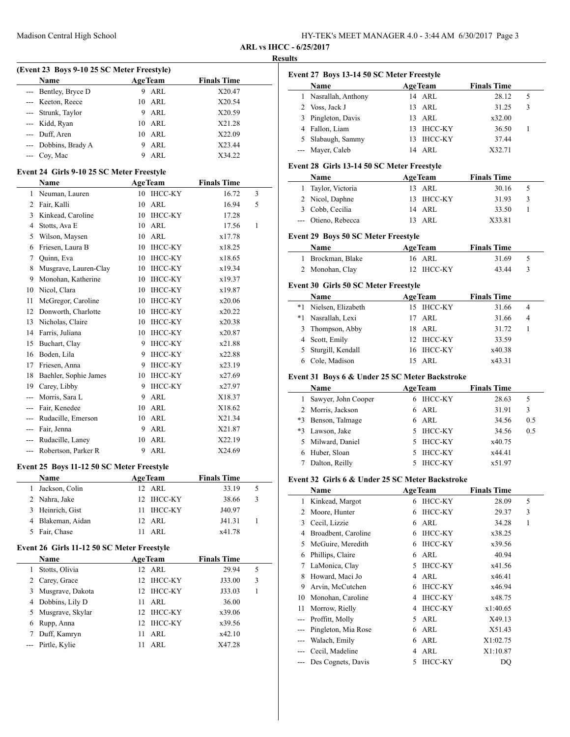**ARL vs IHCC - 6/25/2017**

**Results**

**(Event 23 Boys 9-10 25 SC Meter Freestyle)**

| | Name | Age | Team | Finals Time | |
|---|---|---|---|---|---|
| --- | Bentley, Bryce D | 9 | ARL | X20.47 | |
| --- | Keeton, Reece | 10 | ARL | X20.54 | |
| --- | Strunk, Taylor | 9 | ARL | X20.59 | |
| --- | Kidd, Ryan | 10 | ARL | X21.28 | |
| --- | Duff, Aren | 10 | ARL | X22.09 | |
| --- | Dobbins, Brady A | 9 | ARL | X23.44 | |
| --- | Coy, Mac | 9 | ARL | X34.22 | |

**Event 24 Girls 9-10 25 SC Meter Freestyle**

| | Name | Age | Team | Finals Time | |
|---|---|---|---|---|---|
| 1 | Neuman, Lauren | 10 | IHCC-KY | 16.72 | 3 |
| 2 | Fair, Kalli | 10 | ARL | 16.94 | 5 |
| 3 | Kinkead, Caroline | 10 | IHCC-KY | 17.28 | |
| 4 | Stotts, Ava E | 10 | ARL | 17.56 | 1 |
| 5 | Wilson, Maysen | 10 | ARL | x17.78 | |
| 6 | Friesen, Laura B | 10 | IHCC-KY | x18.25 | |
| 7 | Quinn, Eva | 10 | IHCC-KY | x18.65 | |
| 8 | Musgrave, Lauren-Clay | 10 | IHCC-KY | x19.34 | |
| 9 | Monohan, Katherine | 10 | IHCC-KY | x19.37 | |
| 10 | Nicol, Clara | 10 | IHCC-KY | x19.87 | |
| 11 | McGregor, Caroline | 10 | IHCC-KY | x20.06 | |
| 12 | Donworth, Charlotte | 10 | IHCC-KY | x20.22 | |
| 13 | Nicholas, Claire | 10 | IHCC-KY | x20.38 | |
| 14 | Farris, Juliana | 10 | IHCC-KY | x20.87 | |
| 15 | Buchart, Clay | 9 | IHCC-KY | x21.88 | |
| 16 | Boden, Lila | 9 | IHCC-KY | x22.88 | |
| 17 | Friesen, Anna | 9 | IHCC-KY | x23.19 | |
| 18 | Baehler, Sophie James | 10 | IHCC-KY | x27.69 | |
| 19 | Carey, Libby | 9 | IHCC-KY | x27.97 | |
| --- | Morris, Sara L | 9 | ARL | X18.37 | |
| --- | Fair, Kenedee | 10 | ARL | X18.62 | |
| --- | Rudacille, Emerson | 10 | ARL | X21.34 | |
| --- | Fair, Jenna | 9 | ARL | X21.87 | |
| --- | Rudacille, Laney | 10 | ARL | X22.19 | |
| --- | Robertson, Parker R | 9 | ARL | X24.69 | |

**Event 25 Boys 11-12 50 SC Meter Freestyle**

| | Name | Age | Team | Finals Time | |
|---|---|---|---|---|---|
| 1 | Jackson, Colin | 12 | ARL | 33.19 | 5 |
| 2 | Nahra, Jake | 12 | IHCC-KY | 38.66 | 3 |
| 3 | Heinrich, Gist | 11 | IHCC-KY | J40.97 | |
| 4 | Blakeman, Aidan | 12 | ARL | J41.31 | 1 |
| 5 | Fair, Chase | 11 | ARL | x41.78 | |

**Event 26 Girls 11-12 50 SC Meter Freestyle**

| | Name | Age | Team | Finals Time | |
|---|---|---|---|---|---|
| 1 | Stotts, Olivia | 12 | ARL | 29.94 | 5 |
| 2 | Carey, Grace | 12 | IHCC-KY | J33.00 | 3 |
| 3 | Musgrave, Dakota | 12 | IHCC-KY | J33.03 | 1 |
| 4 | Dobbins, Lily D | 11 | ARL | 36.00 | |
| 5 | Musgrave, Skylar | 12 | IHCC-KY | x39.06 | |
| 6 | Rupp, Anna | 12 | IHCC-KY | x39.56 | |
| 7 | Duff, Kamryn | 11 | ARL | x42.10 | |
| --- | Pirtle, Kylie | 11 | ARL | X47.28 | |

**Event 27 Boys 13-14 50 SC Meter Freestyle**

| | Name | Age | Team | Finals Time | |
|---|---|---|---|---|---|
| 1 | Nasrallah, Anthony | 14 | ARL | 28.12 | 5 |
| 2 | Voss, Jack J | 13 | ARL | 31.25 | 3 |
| 3 | Pingleton, Davis | 13 | ARL | x32.00 | |
| 4 | Fallon, Liam | 13 | IHCC-KY | 36.50 | 1 |
| 5 | Slabaugh, Sammy | 13 | IHCC-KY | 37.44 | |
| --- | Mayer, Caleb | 14 | ARL | X32.71 | |

**Event 28 Girls 13-14 50 SC Meter Freestyle**

| | Name | Age | Team | Finals Time | |
|---|---|---|---|---|---|
| 1 | Taylor, Victoria | 13 | ARL | 30.16 | 5 |
| 2 | Nicol, Daphne | 13 | IHCC-KY | 31.93 | 3 |
| 3 | Cobb, Cecilia | 14 | ARL | 33.50 | 1 |
| --- | Otieno, Rebecca | 13 | ARL | X33.81 | |

**Event 29 Boys 50 SC Meter Freestyle**

| | Name | Age | Team | Finals Time | |
|---|---|---|---|---|---|
| 1 | Brockman, Blake | 16 | ARL | 31.69 | 5 |
| 2 | Monohan, Clay | 12 | IHCC-KY | 43.44 | 3 |

**Event 30 Girls 50 SC Meter Freestyle**

| | Name | Age | Team | Finals Time | |
|---|---|---|---|---|---|
| *1 | Nielsen, Elizabeth | 15 | IHCC-KY | 31.66 | 4 |
| *1 | Nasrallah, Lexi | 17 | ARL | 31.66 | 4 |
| 3 | Thompson, Abby | 18 | ARL | 31.72 | 1 |
| 4 | Scott, Emily | 12 | IHCC-KY | 33.59 | |
| 5 | Sturgill, Kendall | 16 | IHCC-KY | x40.38 | |
| 6 | Cole, Madison | 15 | ARL | x43.31 | |

**Event 31 Boys 6 & Under 25 SC Meter Backstroke**

| | Name | Age | Team | Finals Time | |
|---|---|---|---|---|---|
| 1 | Sawyer, John Cooper | 6 | IHCC-KY | 28.63 | 5 |
| 2 | Morris, Jackson | 6 | ARL | 31.91 | 3 |
| *3 | Benson, Talmage | 6 | ARL | 34.56 | 0.5 |
| *3 | Lawson, Jake | 5 | IHCC-KY | 34.56 | 0.5 |
| 5 | Milward, Daniel | 5 | IHCC-KY | x40.75 | |
| 6 | Huber, Sloan | 5 | IHCC-KY | x44.41 | |
| 7 | Dalton, Reilly | 5 | IHCC-KY | x51.97 | |

**Event 32 Girls 6 & Under 25 SC Meter Backstroke**

| | Name | Age | Team | Finals Time | |
|---|---|---|---|---|---|
| 1 | Kinkead, Margot | 6 | IHCC-KY | 28.09 | 5 |
| 2 | Moore, Hunter | 6 | IHCC-KY | 29.37 | 3 |
| 3 | Cecil, Lizzie | 6 | ARL | 34.28 | 1 |
| 4 | Broadbent, Caroline | 6 | IHCC-KY | x38.25 | |
| 5 | McGuire, Meredith | 6 | IHCC-KY | x39.56 | |
| 6 | Phillips, Claire | 6 | ARL | 40.94 | |
| 7 | LaMonica, Clay | 5 | IHCC-KY | x41.56 | |
| 8 | Howard, Maci Jo | 4 | ARL | x46.41 | |
| 9 | Arvin, McCutchen | 6 | IHCC-KY | x46.94 | |
| 10 | Monohan, Caroline | 4 | IHCC-KY | x48.75 | |
| 11 | Morrow, Rielly | 4 | IHCC-KY | x1:40.65 | |
| --- | Proffitt, Molly | 5 | ARL | X49.13 | |
| --- | Pingleton, Mia Rose | 6 | ARL | X51.43 | |
| --- | Walach, Emily | 6 | ARL | X1:02.75 | |
| --- | Cecil, Madeline | 4 | ARL | X1:10.87 | |
| --- | Des Cognets, Davis | 5 | IHCC-KY | DQ | |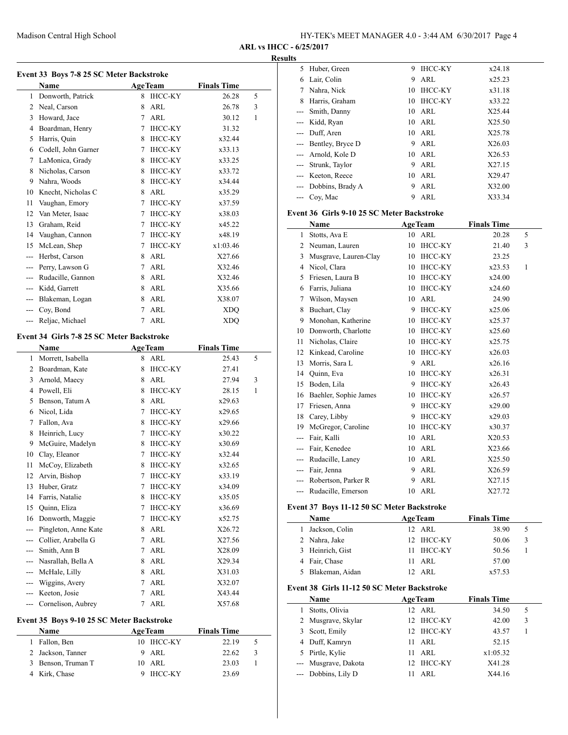ARL vs IHCC - 6/25/2017

Results

### Event 33 Boys 7-8 25 SC Meter Backstroke

| | Name | Age | Team | Finals Time | |
|---|---|---|---|---|---|
| 1 | Donworth, Patrick | 8 | IHCC-KY | 26.28 | 5 |
| 2 | Neal, Carson | 8 | ARL | 26.78 | 3 |
| 3 | Howard, Jace | 7 | ARL | 30.12 | 1 |
| 4 | Boardman, Henry | 7 | IHCC-KY | 31.32 | |
| 5 | Harris, Quin | 8 | IHCC-KY | x32.44 | |
| 6 | Codell, John Garner | 7 | IHCC-KY | x33.13 | |
| 7 | LaMonica, Grady | 8 | IHCC-KY | x33.25 | |
| 8 | Nicholas, Carson | 8 | IHCC-KY | x33.72 | |
| 9 | Nahra, Woods | 8 | IHCC-KY | x34.44 | |
| 10 | Knecht, Nicholas C | 8 | ARL | x35.29 | |
| 11 | Vaughan, Emory | 7 | IHCC-KY | x37.59 | |
| 12 | Van Meter, Isaac | 7 | IHCC-KY | x38.03 | |
| 13 | Graham, Reid | 7 | IHCC-KY | x45.22 | |
| 14 | Vaughan, Cannon | 7 | IHCC-KY | x48.19 | |
| 15 | McLean, Shep | 7 | IHCC-KY | x1:03.46 | |
| --- | Herbst, Carson | 8 | ARL | X27.66 | |
| --- | Perry, Lawson G | 7 | ARL | X32.46 | |
| --- | Rudacille, Gannon | 8 | ARL | X32.46 | |
| --- | Kidd, Garrett | 8 | ARL | X35.66 | |
| --- | Blakeman, Logan | 8 | ARL | X38.07 | |
| --- | Coy, Bond | 7 | ARL | XDQ | |
| --- | Reljac, Michael | 7 | ARL | XDQ | |

### Event 34 Girls 7-8 25 SC Meter Backstroke

| | Name | Age | Team | Finals Time | |
|---|---|---|---|---|---|
| 1 | Morrett, Isabella | 8 | ARL | 25.43 | 5 |
| 2 | Boardman, Kate | 8 | IHCC-KY | 27.41 | |
| 3 | Arnold, Maecy | 8 | ARL | 27.94 | 3 |
| 4 | Powell, Eli | 8 | IHCC-KY | 28.15 | 1 |
| 5 | Benson, Tatum A | 8 | ARL | x29.63 | |
| 6 | Nicol, Lida | 7 | IHCC-KY | x29.65 | |
| 7 | Fallon, Ava | 8 | IHCC-KY | x29.66 | |
| 8 | Heinrich, Lucy | 7 | IHCC-KY | x30.22 | |
| 9 | McGuire, Madelyn | 8 | IHCC-KY | x30.69 | |
| 10 | Clay, Eleanor | 7 | IHCC-KY | x32.44 | |
| 11 | McCoy, Elizabeth | 8 | IHCC-KY | x32.65 | |
| 12 | Arvin, Bishop | 7 | IHCC-KY | x33.19 | |
| 13 | Huber, Gratz | 7 | IHCC-KY | x34.09 | |
| 14 | Farris, Natalie | 8 | IHCC-KY | x35.05 | |
| 15 | Quinn, Eliza | 7 | IHCC-KY | x36.69 | |
| 16 | Donworth, Maggie | 7 | IHCC-KY | x52.75 | |
| --- | Pingleton, Anne Kate | 8 | ARL | X26.72 | |
| --- | Collier, Arabella G | 7 | ARL | X27.56 | |
| --- | Smith, Ann B | 7 | ARL | X28.09 | |
| --- | Nasrallah, Bella A | 8 | ARL | X29.34 | |
| --- | McHale, Lilly | 8 | ARL | X31.03 | |
| --- | Wiggins, Avery | 7 | ARL | X32.07 | |
| --- | Keeton, Josie | 7 | ARL | X43.44 | |
| --- | Cornelison, Aubrey | 7 | ARL | X57.68 | |

### Event 35 Boys 9-10 25 SC Meter Backstroke

| | Name | Age | Team | Finals Time | |
|---|---|---|---|---|---|
| 1 | Fallon, Ben | 10 | IHCC-KY | 22.19 | 5 |
| 2 | Jackson, Tanner | 9 | ARL | 22.62 | 3 |
| 3 | Benson, Truman T | 10 | ARL | 23.03 | 1 |
| 4 | Kirk, Chase | 9 | IHCC-KY | 23.69 | |
| 5 | Huber, Green | 9 | IHCC-KY | x24.18 | |
| 6 | Lair, Colin | 9 | ARL | x25.23 | |
| 7 | Nahra, Nick | 10 | IHCC-KY | x31.18 | |
| 8 | Harris, Graham | 10 | IHCC-KY | x33.22 | |
| --- | Smith, Danny | 10 | ARL | X25.44 | |
| --- | Kidd, Ryan | 10 | ARL | X25.50 | |
| --- | Duff, Aren | 10 | ARL | X25.78 | |
| --- | Bentley, Bryce D | 9 | ARL | X26.03 | |
| --- | Arnold, Kole D | 10 | ARL | X26.53 | |
| --- | Strunk, Taylor | 9 | ARL | X27.15 | |
| --- | Keeton, Reece | 10 | ARL | X29.47 | |
| --- | Dobbins, Brady A | 9 | ARL | X32.00 | |
| --- | Coy, Mac | 9 | ARL | X33.34 | |

### Event 36 Girls 9-10 25 SC Meter Backstroke

| | Name | Age | Team | Finals Time | |
|---|---|---|---|---|---|
| 1 | Stotts, Ava E | 10 | ARL | 20.28 | 5 |
| 2 | Neuman, Lauren | 10 | IHCC-KY | 21.40 | 3 |
| 3 | Musgrave, Lauren-Clay | 10 | IHCC-KY | 23.25 | |
| 4 | Nicol, Clara | 10 | IHCC-KY | x23.53 | 1 |
| 5 | Friesen, Laura B | 10 | IHCC-KY | x24.00 | |
| 6 | Farris, Juliana | 10 | IHCC-KY | x24.60 | |
| 7 | Wilson, Maysen | 10 | ARL | 24.90 | |
| 8 | Buchart, Clay | 9 | IHCC-KY | x25.06 | |
| 9 | Monohan, Katherine | 10 | IHCC-KY | x25.37 | |
| 10 | Donworth, Charlotte | 10 | IHCC-KY | x25.60 | |
| 11 | Nicholas, Claire | 10 | IHCC-KY | x25.75 | |
| 12 | Kinkead, Caroline | 10 | IHCC-KY | x26.03 | |
| 13 | Morris, Sara L | 9 | ARL | x26.16 | |
| 14 | Quinn, Eva | 10 | IHCC-KY | x26.31 | |
| 15 | Boden, Lila | 9 | IHCC-KY | x26.43 | |
| 16 | Baehler, Sophie James | 10 | IHCC-KY | x26.57 | |
| 17 | Friesen, Anna | 9 | IHCC-KY | x29.00 | |
| 18 | Carey, Libby | 9 | IHCC-KY | x29.03 | |
| 19 | McGregor, Caroline | 10 | IHCC-KY | x30.37 | |
| --- | Fair, Kalli | 10 | ARL | X20.53 | |
| --- | Fair, Kenedee | 10 | ARL | X23.66 | |
| --- | Rudacille, Laney | 10 | ARL | X25.50 | |
| --- | Fair, Jenna | 9 | ARL | X26.59 | |
| --- | Robertson, Parker R | 9 | ARL | X27.15 | |
| --- | Rudacille, Emerson | 10 | ARL | X27.72 | |

### Event 37 Boys 11-12 50 SC Meter Backstroke

| | Name | Age | Team | Finals Time | |
|---|---|---|---|---|---|
| 1 | Jackson, Colin | 12 | ARL | 38.90 | 5 |
| 2 | Nahra, Jake | 12 | IHCC-KY | 50.06 | 3 |
| 3 | Heinrich, Gist | 11 | IHCC-KY | 50.56 | 1 |
| 4 | Fair, Chase | 11 | ARL | 57.00 | |
| 5 | Blakeman, Aidan | 12 | ARL | x57.53 | |

### Event 38 Girls 11-12 50 SC Meter Backstroke

| | Name | Age | Team | Finals Time | |
|---|---|---|---|---|---|
| 1 | Stotts, Olivia | 12 | ARL | 34.50 | 5 |
| 2 | Musgrave, Skylar | 12 | IHCC-KY | 42.00 | 3 |
| 3 | Scott, Emily | 12 | IHCC-KY | 43.57 | 1 |
| 4 | Duff, Kamryn | 11 | ARL | 52.15 | |
| 5 | Pirtle, Kylie | 11 | ARL | x1:05.32 | |
| --- | Musgrave, Dakota | 12 | IHCC-KY | X41.28 | |
| --- | Dobbins, Lily D | 11 | ARL | X44.16 | |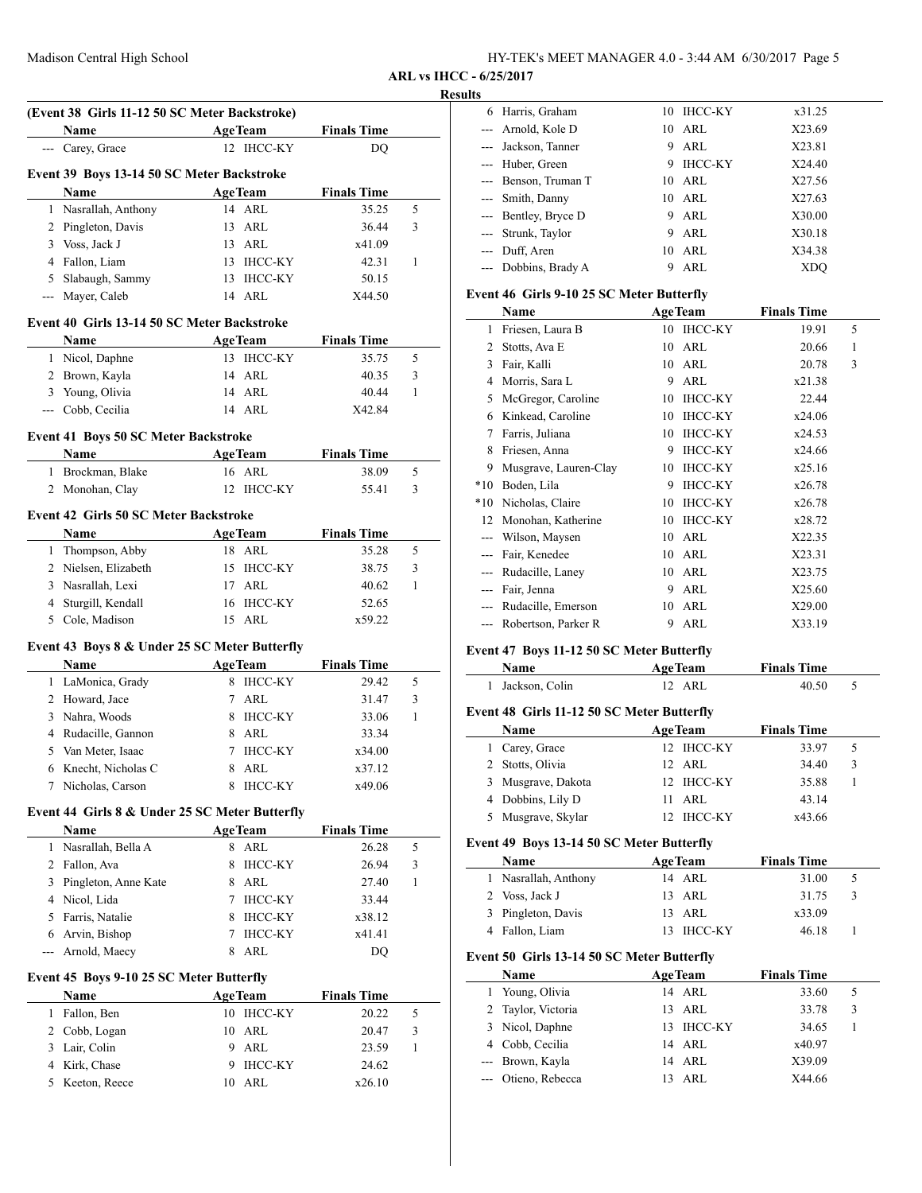**ARL vs IHCC - 6/25/2017**

**Results**

### (Event 38 Girls 11-12 50 SC Meter Backstroke)

| | Name | Age | Team | Finals Time | |
|---|---|---|---|---|---|
| --- | Carey, Grace | 12 | IHCC-KY | DQ | |

### Event 39 Boys 13-14 50 SC Meter Backstroke

| | Name | Age | Team | Finals Time | |
|---|---|---|---|---|---|
| 1 | Nasrallah, Anthony | 14 | ARL | 35.25 | 5 |
| 2 | Pingleton, Davis | 13 | ARL | 36.44 | 3 |
| 3 | Voss, Jack J | 13 | ARL | x41.09 | |
| 4 | Fallon, Liam | 13 | IHCC-KY | 42.31 | 1 |
| 5 | Slabaugh, Sammy | 13 | IHCC-KY | 50.15 | |
| --- | Mayer, Caleb | 14 | ARL | X44.50 | |

### Event 40 Girls 13-14 50 SC Meter Backstroke

| | Name | Age | Team | Finals Time | |
|---|---|---|---|---|---|
| 1 | Nicol, Daphne | 13 | IHCC-KY | 35.75 | 5 |
| 2 | Brown, Kayla | 14 | ARL | 40.35 | 3 |
| 3 | Young, Olivia | 14 | ARL | 40.44 | 1 |
| --- | Cobb, Cecilia | 14 | ARL | X42.84 | |

### Event 41 Boys 50 SC Meter Backstroke

| | Name | Age | Team | Finals Time | |
|---|---|---|---|---|---|
| 1 | Brockman, Blake | 16 | ARL | 38.09 | 5 |
| 2 | Monohan, Clay | 12 | IHCC-KY | 55.41 | 3 |

### Event 42 Girls 50 SC Meter Backstroke

| | Name | Age | Team | Finals Time | |
|---|---|---|---|---|---|
| 1 | Thompson, Abby | 18 | ARL | 35.28 | 5 |
| 2 | Nielsen, Elizabeth | 15 | IHCC-KY | 38.75 | 3 |
| 3 | Nasrallah, Lexi | 17 | ARL | 40.62 | 1 |
| 4 | Sturgill, Kendall | 16 | IHCC-KY | 52.65 | |
| 5 | Cole, Madison | 15 | ARL | x59.22 | |

### Event 43 Boys 8 & Under 25 SC Meter Butterfly

| | Name | Age | Team | Finals Time | |
|---|---|---|---|---|---|
| 1 | LaMonica, Grady | 8 | IHCC-KY | 29.42 | 5 |
| 2 | Howard, Jace | 7 | ARL | 31.47 | 3 |
| 3 | Nahra, Woods | 8 | IHCC-KY | 33.06 | 1 |
| 4 | Rudacille, Gannon | 8 | ARL | 33.34 | |
| 5 | Van Meter, Isaac | 7 | IHCC-KY | x34.00 | |
| 6 | Knecht, Nicholas C | 8 | ARL | x37.12 | |
| 7 | Nicholas, Carson | 8 | IHCC-KY | x49.06 | |

### Event 44 Girls 8 & Under 25 SC Meter Butterfly

| | Name | Age | Team | Finals Time | |
|---|---|---|---|---|---|
| 1 | Nasrallah, Bella A | 8 | ARL | 26.28 | 5 |
| 2 | Fallon, Ava | 8 | IHCC-KY | 26.94 | 3 |
| 3 | Pingleton, Anne Kate | 8 | ARL | 27.40 | 1 |
| 4 | Nicol, Lida | 7 | IHCC-KY | 33.44 | |
| 5 | Farris, Natalie | 8 | IHCC-KY | x38.12 | |
| 6 | Arvin, Bishop | 7 | IHCC-KY | x41.41 | |
| --- | Arnold, Maecy | 8 | ARL | DQ | |

### Event 45 Boys 9-10 25 SC Meter Butterfly

| | Name | Age | Team | Finals Time | |
|---|---|---|---|---|---|
| 1 | Fallon, Ben | 10 | IHCC-KY | 20.22 | 5 |
| 2 | Cobb, Logan | 10 | ARL | 20.47 | 3 |
| 3 | Lair, Colin | 9 | ARL | 23.59 | 1 |
| 4 | Kirk, Chase | 9 | IHCC-KY | 24.62 | |
| 5 | Keeton, Reece | 10 | ARL | x26.10 | |
| 6 | Harris, Graham | 10 | IHCC-KY | x31.25 | |
| --- | Arnold, Kole D | 10 | ARL | X23.69 | |
| --- | Jackson, Tanner | 9 | ARL | X23.81 | |
| --- | Huber, Green | 9 | IHCC-KY | X24.40 | |
| --- | Benson, Truman T | 10 | ARL | X27.56 | |
| --- | Smith, Danny | 10 | ARL | X27.63 | |
| --- | Bentley, Bryce D | 9 | ARL | X30.00 | |
| --- | Strunk, Taylor | 9 | ARL | X30.18 | |
| --- | Duff, Aren | 10 | ARL | X34.38 | |
| --- | Dobbins, Brady A | 9 | ARL | XDQ | |

### Event 46 Girls 9-10 25 SC Meter Butterfly

| | Name | Age | Team | Finals Time | |
|---|---|---|---|---|---|
| 1 | Friesen, Laura B | 10 | IHCC-KY | 19.91 | 5 |
| 2 | Stotts, Ava E | 10 | ARL | 20.66 | 1 |
| 3 | Fair, Kalli | 10 | ARL | 20.78 | 3 |
| 4 | Morris, Sara L | 9 | ARL | x21.38 | |
| 5 | McGregor, Caroline | 10 | IHCC-KY | 22.44 | |
| 6 | Kinkead, Caroline | 10 | IHCC-KY | x24.06 | |
| 7 | Farris, Juliana | 10 | IHCC-KY | x24.53 | |
| 8 | Friesen, Anna | 9 | IHCC-KY | x24.66 | |
| 9 | Musgrave, Lauren-Clay | 10 | IHCC-KY | x25.16 | |
| *10 | Boden, Lila | 9 | IHCC-KY | x26.78 | |
| *10 | Nicholas, Claire | 10 | IHCC-KY | x26.78 | |
| 12 | Monohan, Katherine | 10 | IHCC-KY | x28.72 | |
| --- | Wilson, Maysen | 10 | ARL | X22.35 | |
| --- | Fair, Kenedee | 10 | ARL | X23.31 | |
| --- | Rudacille, Laney | 10 | ARL | X23.75 | |
| --- | Fair, Jenna | 9 | ARL | X25.60 | |
| --- | Rudacille, Emerson | 10 | ARL | X29.00 | |
| --- | Robertson, Parker R | 9 | ARL | X33.19 | |

### Event 47 Boys 11-12 50 SC Meter Butterfly

| | Name | Age | Team | Finals Time | |
|---|---|---|---|---|---|
| 1 | Jackson, Colin | 12 | ARL | 40.50 | 5 |

### Event 48 Girls 11-12 50 SC Meter Butterfly

| | Name | Age | Team | Finals Time | |
|---|---|---|---|---|---|
| 1 | Carey, Grace | 12 | IHCC-KY | 33.97 | 5 |
| 2 | Stotts, Olivia | 12 | ARL | 34.40 | 3 |
| 3 | Musgrave, Dakota | 12 | IHCC-KY | 35.88 | 1 |
| 4 | Dobbins, Lily D | 11 | ARL | 43.14 | |
| 5 | Musgrave, Skylar | 12 | IHCC-KY | x43.66 | |

### Event 49 Boys 13-14 50 SC Meter Butterfly

| | Name | Age | Team | Finals Time | |
|---|---|---|---|---|---|
| 1 | Nasrallah, Anthony | 14 | ARL | 31.00 | 5 |
| 2 | Voss, Jack J | 13 | ARL | 31.75 | 3 |
| 3 | Pingleton, Davis | 13 | ARL | x33.09 | |
| 4 | Fallon, Liam | 13 | IHCC-KY | 46.18 | 1 |

### Event 50 Girls 13-14 50 SC Meter Butterfly

| | Name | Age | Team | Finals Time | |
|---|---|---|---|---|---|
| 1 | Young, Olivia | 14 | ARL | 33.60 | 5 |
| 2 | Taylor, Victoria | 13 | ARL | 33.78 | 3 |
| 3 | Nicol, Daphne | 13 | IHCC-KY | 34.65 | 1 |
| 4 | Cobb, Cecilia | 14 | ARL | x40.97 | |
| --- | Brown, Kayla | 14 | ARL | X39.09 | |
| --- | Otieno, Rebecca | 13 | ARL | X44.66 | |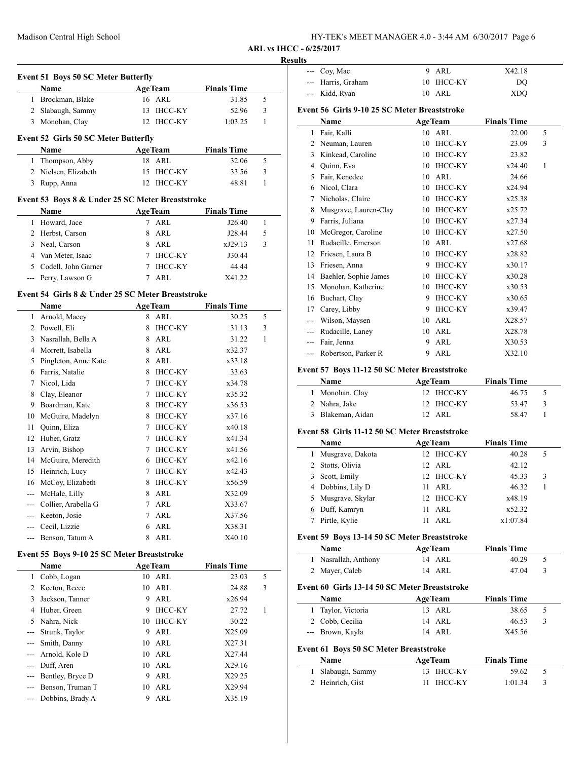**ARL vs IHCC - 6/25/2017**

**Results**

### Event 51 Boys 50 SC Meter Butterfly

| | Name | Age | Team | Finals Time | |
|---|---|---|---|---|---|
| 1 | Brockman, Blake | 16 | ARL | 31.85 | 5 |
| 2 | Slabaugh, Sammy | 13 | IHCC-KY | 52.96 | 3 |
| 3 | Monohan, Clay | 12 | IHCC-KY | 1:03.25 | 1 |

### Event 52 Girls 50 SC Meter Butterfly

| | Name | Age | Team | Finals Time | |
|---|---|---|---|---|---|
| 1 | Thompson, Abby | 18 | ARL | 32.06 | 5 |
| 2 | Nielsen, Elizabeth | 15 | IHCC-KY | 33.56 | 3 |
| 3 | Rupp, Anna | 12 | IHCC-KY | 48.81 | 1 |

### Event 53 Boys 8 & Under 25 SC Meter Breaststroke

| | Name | Age | Team | Finals Time | |
|---|---|---|---|---|---|
| 1 | Howard, Jace | 7 | ARL | J26.40 | 1 |
| 2 | Herbst, Carson | 8 | ARL | J28.44 | 5 |
| 3 | Neal, Carson | 8 | ARL | xJ29.13 | 3 |
| 4 | Van Meter, Isaac | 7 | IHCC-KY | J30.44 | |
| 5 | Codell, John Garner | 7 | IHCC-KY | 44.44 | |
| --- | Perry, Lawson G | 7 | ARL | X41.22 | |

### Event 54 Girls 8 & Under 25 SC Meter Breaststroke

| | Name | Age | Team | Finals Time | |
|---|---|---|---|---|---|
| 1 | Arnold, Maecy | 8 | ARL | 30.25 | 5 |
| 2 | Powell, Eli | 8 | IHCC-KY | 31.13 | 3 |
| 3 | Nasrallah, Bella A | 8 | ARL | 31.22 | 1 |
| 4 | Morrett, Isabella | 8 | ARL | x32.37 | |
| 5 | Pingleton, Anne Kate | 8 | ARL | x33.18 | |
| 6 | Farris, Natalie | 8 | IHCC-KY | 33.63 | |
| 7 | Nicol, Lida | 7 | IHCC-KY | x34.78 | |
| 8 | Clay, Eleanor | 7 | IHCC-KY | x35.32 | |
| 9 | Boardman, Kate | 8 | IHCC-KY | x36.53 | |
| 10 | McGuire, Madelyn | 8 | IHCC-KY | x37.16 | |
| 11 | Quinn, Eliza | 7 | IHCC-KY | x40.18 | |
| 12 | Huber, Gratz | 7 | IHCC-KY | x41.34 | |
| 13 | Arvin, Bishop | 7 | IHCC-KY | x41.56 | |
| 14 | McGuire, Meredith | 6 | IHCC-KY | x42.16 | |
| 15 | Heinrich, Lucy | 7 | IHCC-KY | x42.43 | |
| 16 | McCoy, Elizabeth | 8 | IHCC-KY | x56.59 | |
| --- | McHale, Lilly | 8 | ARL | X32.09 | |
| --- | Collier, Arabella G | 7 | ARL | X33.67 | |
| --- | Keeton, Josie | 7 | ARL | X37.56 | |
| --- | Cecil, Lizzie | 6 | ARL | X38.31 | |
| --- | Benson, Tatum A | 8 | ARL | X40.10 | |

### Event 55 Boys 9-10 25 SC Meter Breaststroke

| | Name | Age | Team | Finals Time | |
|---|---|---|---|---|---|
| 1 | Cobb, Logan | 10 | ARL | 23.03 | 5 |
| 2 | Keeton, Reece | 10 | ARL | 24.88 | 3 |
| 3 | Jackson, Tanner | 9 | ARL | x26.94 | |
| 4 | Huber, Green | 9 | IHCC-KY | 27.72 | 1 |
| 5 | Nahra, Nick | 10 | IHCC-KY | 30.22 | |
| --- | Strunk, Taylor | 9 | ARL | X25.09 | |
| --- | Smith, Danny | 10 | ARL | X27.31 | |
| --- | Arnold, Kole D | 10 | ARL | X27.44 | |
| --- | Duff, Aren | 10 | ARL | X29.16 | |
| --- | Bentley, Bryce D | 9 | ARL | X29.25 | |
| --- | Benson, Truman T | 10 | ARL | X29.94 | |
| --- | Dobbins, Brady A | 9 | ARL | X35.19 | |
| --- | Coy, Mac | 9 | ARL | X42.18 | |
| --- | Harris, Graham | 10 | IHCC-KY | DQ | |
| --- | Kidd, Ryan | 10 | ARL | XDQ | |

### Event 56 Girls 9-10 25 SC Meter Breaststroke

| | Name | Age | Team | Finals Time | |
|---|---|---|---|---|---|
| 1 | Fair, Kalli | 10 | ARL | 22.00 | 5 |
| 2 | Neuman, Lauren | 10 | IHCC-KY | 23.09 | 3 |
| 3 | Kinkead, Caroline | 10 | IHCC-KY | 23.82 | |
| 4 | Quinn, Eva | 10 | IHCC-KY | x24.40 | 1 |
| 5 | Fair, Kenedee | 10 | ARL | 24.66 | |
| 6 | Nicol, Clara | 10 | IHCC-KY | x24.94 | |
| 7 | Nicholas, Claire | 10 | IHCC-KY | x25.38 | |
| 8 | Musgrave, Lauren-Clay | 10 | IHCC-KY | x25.72 | |
| 9 | Farris, Juliana | 10 | IHCC-KY | x27.34 | |
| 10 | McGregor, Caroline | 10 | IHCC-KY | x27.50 | |
| 11 | Rudacille, Emerson | 10 | ARL | x27.68 | |
| 12 | Friesen, Laura B | 10 | IHCC-KY | x28.82 | |
| 13 | Friesen, Anna | 9 | IHCC-KY | x30.17 | |
| 14 | Baehler, Sophie James | 10 | IHCC-KY | x30.28 | |
| 15 | Monohan, Katherine | 10 | IHCC-KY | x30.53 | |
| 16 | Buchart, Clay | 9 | IHCC-KY | x30.65 | |
| 17 | Carey, Libby | 9 | IHCC-KY | x39.47 | |
| --- | Wilson, Maysen | 10 | ARL | X28.57 | |
| --- | Rudacille, Laney | 10 | ARL | X28.78 | |
| --- | Fair, Jenna | 9 | ARL | X30.53 | |
| --- | Robertson, Parker R | 9 | ARL | X32.10 | |

### Event 57 Boys 11-12 50 SC Meter Breaststroke

| | Name | Age | Team | Finals Time | |
|---|---|---|---|---|---|
| 1 | Monohan, Clay | 12 | IHCC-KY | 46.75 | 5 |
| 2 | Nahra, Jake | 12 | IHCC-KY | 53.47 | 3 |
| 3 | Blakeman, Aidan | 12 | ARL | 58.47 | 1 |

### Event 58 Girls 11-12 50 SC Meter Breaststroke

| | Name | Age | Team | Finals Time | |
|---|---|---|---|---|---|
| 1 | Musgrave, Dakota | 12 | IHCC-KY | 40.28 | 5 |
| 2 | Stotts, Olivia | 12 | ARL | 42.12 | |
| 3 | Scott, Emily | 12 | IHCC-KY | 45.33 | 3 |
| 4 | Dobbins, Lily D | 11 | ARL | 46.32 | 1 |
| 5 | Musgrave, Skylar | 12 | IHCC-KY | x48.19 | |
| 6 | Duff, Kamryn | 11 | ARL | x52.32 | |
| 7 | Pirtle, Kylie | 11 | ARL | x1:07.84 | |

### Event 59 Boys 13-14 50 SC Meter Breaststroke

| | Name | Age | Team | Finals Time | |
|---|---|---|---|---|---|
| 1 | Nasrallah, Anthony | 14 | ARL | 40.29 | 5 |
| 2 | Mayer, Caleb | 14 | ARL | 47.04 | 3 |

### Event 60 Girls 13-14 50 SC Meter Breaststroke

| | Name | Age | Team | Finals Time | |
|---|---|---|---|---|---|
| 1 | Taylor, Victoria | 13 | ARL | 38.65 | 5 |
| 2 | Cobb, Cecilia | 14 | ARL | 46.53 | 3 |
| --- | Brown, Kayla | 14 | ARL | X45.56 | |

### Event 61 Boys 50 SC Meter Breaststroke

| | Name | Age | Team | Finals Time | |
|---|---|---|---|---|---|
| 1 | Slabaugh, Sammy | 13 | IHCC-KY | 59.62 | 5 |
| 2 | Heinrich, Gist | 11 | IHCC-KY | 1:01.34 | 3 |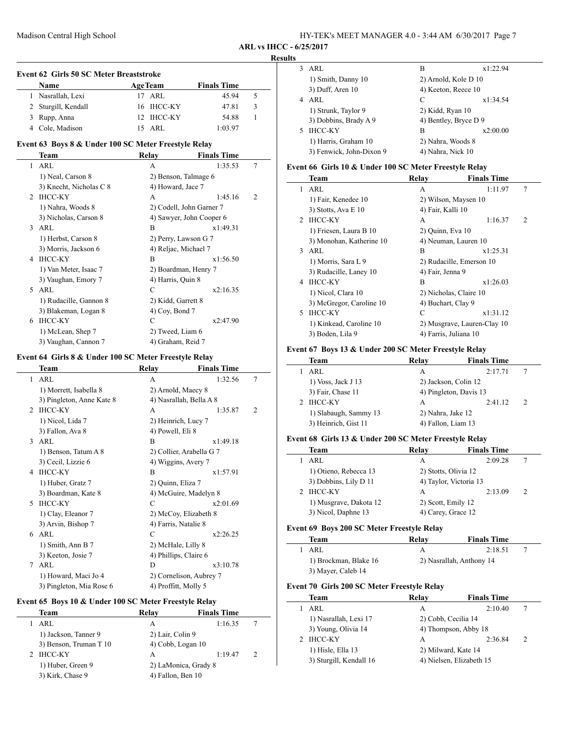**ARL vs IHCC - 6/25/2017**

**Results**

### Event 62 Girls 50 SC Meter Breaststroke

| | Name | Age | Team | Finals Time | |
|---|---|---|---|---|---|
| 1 | Nasrallah, Lexi | 17 | ARL | 45.94 | 5 |
| 2 | Sturgill, Kendall | 16 | IHCC-KY | 47.81 | 3 |
| 3 | Rupp, Anna | 12 | IHCC-KY | 54.88 | 1 |
| 4 | Cole, Madison | 15 | ARL | 1:03.97 | |

### Event 63 Boys 8 & Under 100 SC Meter Freestyle Relay

| | Team | Relay | Finals Time | |
|---|---|---|---|---|
| 1 | ARL | A | 1:35.53 | 7 |
| | 1) Neal, Carson 8 | 2) Benson, Talmage 6 | | |
| | 3) Knecht, Nicholas C 8 | 4) Howard, Jace 7 | | |
| 2 | IHCC-KY | A | 1:45.16 | 2 |
| | 1) Nahra, Woods 8 | 2) Codell, John Garner 7 | | |
| | 3) Nicholas, Carson 8 | 4) Sawyer, John Cooper 6 | | |
| 3 | ARL | B | x1:49.31 | |
| | 1) Herbst, Carson 8 | 2) Perry, Lawson G 7 | | |
| | 3) Morris, Jackson 6 | 4) Reljac, Michael 7 | | |
| 4 | IHCC-KY | B | x1:56.50 | |
| | 1) Van Meter, Isaac 7 | 2) Boardman, Henry 7 | | |
| | 3) Vaughan, Emory 7 | 4) Harris, Quin 8 | | |
| 5 | ARL | C | x2:16.35 | |
| | 1) Rudacille, Gannon 8 | 2) Kidd, Garrett 8 | | |
| | 3) Blakeman, Logan 8 | 4) Coy, Bond 7 | | |
| 6 | IHCC-KY | C | x2:47.90 | |
| | 1) McLean, Shep 7 | 2) Tweed, Liam 6 | | |
| | 3) Vaughan, Cannon 7 | 4) Graham, Reid 7 | | |

### Event 64 Girls 8 & Under 100 SC Meter Freestyle Relay

| | Team | Relay | Finals Time | |
|---|---|---|---|---|
| 1 | ARL | A | 1:32.56 | 7 |
| | 1) Morrett, Isabella 8 | 2) Arnold, Maecy 8 | | |
| | 3) Pingleton, Anne Kate 8 | 4) Nasrallah, Bella A 8 | | |
| 2 | IHCC-KY | A | 1:35.87 | 2 |
| | 1) Nicol, Lida 7 | 2) Heinrich, Lucy 7 | | |
| | 3) Fallon, Ava 8 | 4) Powell, Eli 8 | | |
| 3 | ARL | B | x1:49.18 | |
| | 1) Benson, Tatum A 8 | 2) Collier, Arabella G 7 | | |
| | 3) Cecil, Lizzie 6 | 4) Wiggins, Avery 7 | | |
| 4 | IHCC-KY | B | x1:57.91 | |
| | 1) Huber, Gratz 7 | 2) Quinn, Eliza 7 | | |
| | 3) Boardman, Kate 8 | 4) McGuire, Madelyn 8 | | |
| 5 | IHCC-KY | C | x2:01.69 | |
| | 1) Clay, Eleanor 7 | 2) McCoy, Elizabeth 8 | | |
| | 3) Arvin, Bishop 7 | 4) Farris, Natalie 8 | | |
| 6 | ARL | C | x2:26.25 | |
| | 1) Smith, Ann B 7 | 2) McHale, Lilly 8 | | |
| | 3) Keeton, Josie 7 | 4) Phillips, Claire 6 | | |
| 7 | ARL | D | x3:10.78 | |
| | 1) Howard, Maci Jo 4 | 2) Cornelison, Aubrey 7 | | |
| | 3) Pingleton, Mia Rose 6 | 4) Proffitt, Molly 5 | | |

### Event 65 Boys 10 & Under 100 SC Meter Freestyle Relay

| | Team | Relay | Finals Time | |
|---|---|---|---|---|
| 1 | ARL | A | 1:16.35 | 7 |
| | 1) Jackson, Tanner 9 | 2) Lair, Colin 9 | | |
| | 3) Benson, Truman T 10 | 4) Cobb, Logan 10 | | |
| 2 | IHCC-KY | A | 1:19.47 | 2 |
| | 1) Huber, Green 9 | 2) LaMonica, Grady 8 | | |
| | 3) Kirk, Chase 9 | 4) Fallon, Ben 10 | | |
| 3 | ARL | B | x1:22.94 | |
| | 1) Smith, Danny 10 | 2) Arnold, Kole D 10 | | |
| | 3) Duff, Aren 10 | 4) Keeton, Reece 10 | | |
| 4 | ARL | C | x1:34.54 | |
| | 1) Strunk, Taylor 9 | 2) Kidd, Ryan 10 | | |
| | 3) Dobbins, Brady A 9 | 4) Bentley, Bryce D 9 | | |
| 5 | IHCC-KY | B | x2:00.00 | |
| | 1) Harris, Graham 10 | 2) Nahra, Woods 8 | | |
| | 3) Fenwick, John-Dixon 9 | 4) Nahra, Nick 10 | | |

### Event 66 Girls 10 & Under 100 SC Meter Freestyle Relay

| | Team | Relay | Finals Time | |
|---|---|---|---|---|
| 1 | ARL | A | 1:11.97 | 7 |
| | 1) Fair, Kenedee 10 | 2) Wilson, Maysen 10 | | |
| | 3) Stotts, Ava E 10 | 4) Fair, Kalli 10 | | |
| 2 | IHCC-KY | A | 1:16.37 | 2 |
| | 1) Friesen, Laura B 10 | 2) Quinn, Eva 10 | | |
| | 3) Monohan, Katherine 10 | 4) Neuman, Lauren 10 | | |
| 3 | ARL | B | x1:25.31 | |
| | 1) Morris, Sara L 9 | 2) Rudacille, Emerson 10 | | |
| | 3) Rudacille, Laney 10 | 4) Fair, Jenna 9 | | |
| 4 | IHCC-KY | B | x1:26.03 | |
| | 1) Nicol, Clara 10 | 2) Nicholas, Claire 10 | | |
| | 3) McGregor, Caroline 10 | 4) Buchart, Clay 9 | | |
| 5 | IHCC-KY | C | x1:31.12 | |
| | 1) Kinkead, Caroline 10 | 2) Musgrave, Lauren-Clay 10 | | |
| | 3) Boden, Lila 9 | 4) Farris, Juliana 10 | | |

### Event 67 Boys 13 & Under 200 SC Meter Freestyle Relay

| | Team | Relay | Finals Time | |
|---|---|---|---|---|
| 1 | ARL | A | 2:17.71 | 7 |
| | 1) Voss, Jack J 13 | 2) Jackson, Colin 12 | | |
| | 3) Fair, Chase 11 | 4) Pingleton, Davis 13 | | |
| 2 | IHCC-KY | A | 2:41.12 | 2 |
| | 1) Slabaugh, Sammy 13 | 2) Nahra, Jake 12 | | |
| | 3) Heinrich, Gist 11 | 4) Fallon, Liam 13 | | |

### Event 68 Girls 13 & Under 200 SC Meter Freestyle Relay

| | Team | Relay | Finals Time | |
|---|---|---|---|---|
| 1 | ARL | A | 2:09.28 | 7 |
| | 1) Otieno, Rebecca 13 | 2) Stotts, Olivia 12 | | |
| | 3) Dobbins, Lily D 11 | 4) Taylor, Victoria 13 | | |
| 2 | IHCC-KY | A | 2:13.09 | 2 |
| | 1) Musgrave, Dakota 12 | 2) Scott, Emily 12 | | |
| | 3) Nicol, Daphne 13 | 4) Carey, Grace 12 | | |

### Event 69 Boys 200 SC Meter Freestyle Relay

| | Team | Relay | Finals Time | |
|---|---|---|---|---|
| 1 | ARL | A | 2:18.51 | 7 |
| | 1) Brockman, Blake 16 | 2) Nasrallah, Anthony 14 | | |
| | 3) Mayer, Caleb 14 | | | |

### Event 70 Girls 200 SC Meter Freestyle Relay

| | Team | Relay | Finals Time | |
|---|---|---|---|---|
| 1 | ARL | A | 2:10.40 | 7 |
| | 1) Nasrallah, Lexi 17 | 2) Cobb, Cecilia 14 | | |
| | 3) Young, Olivia 14 | 4) Thompson, Abby 18 | | |
| 2 | IHCC-KY | A | 2:36.84 | 2 |
| | 1) Hisle, Ella 13 | 2) Milward, Kate 14 | | |
| | 3) Sturgill, Kendall 16 | 4) Nielsen, Elizabeth 15 | | |